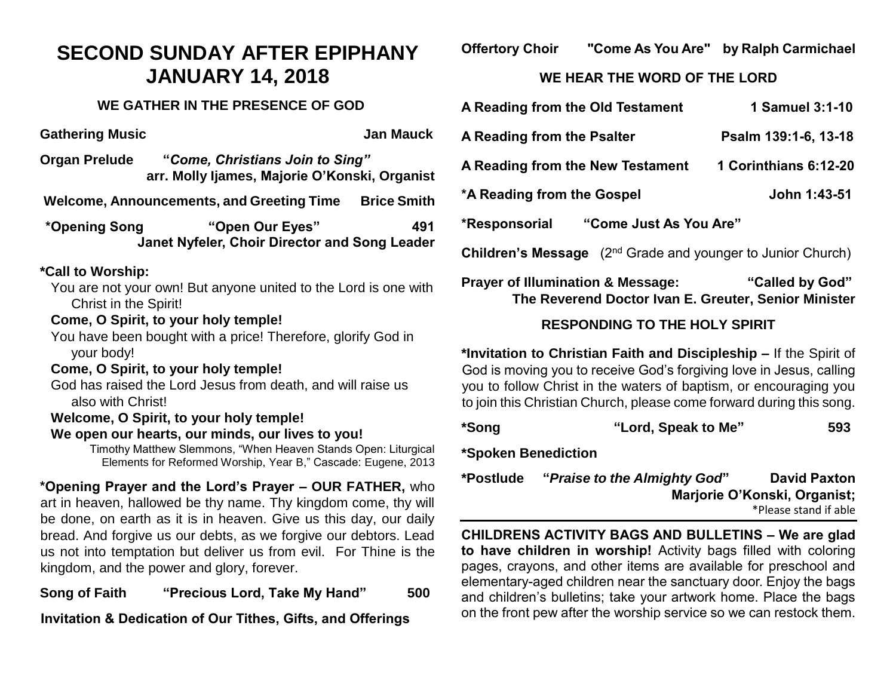# SECOND SUNDAY AFTER EPIPHANY
# JANUARY 14, 2018

## WE GATHER IN THE PRESENCE OF GOD

**Gathering Music** **Jan Mauck**

**Organ Prelude** **"*Come, Christians Join to Sing"***
**arr. Molly Ijames, Majorie O'Konski, Organist**

**Welcome, Announcements, and Greeting Time** **Brice Smith**

**\*Opening Song** **"Open Our Eyes"** **491**
**Janet Nyfeler, Choir Director and Song Leader**

**\*Call to Worship:**

You are not your own! But anyone united to the Lord is one with Christ in the Spirit!

**Come, O Spirit, to your holy temple!**

You have been bought with a price! Therefore, glorify God in your body!

**Come, O Spirit, to your holy temple!**

God has raised the Lord Jesus from death, and will raise us also with Christ!

**Welcome, O Spirit, to your holy temple!**
**We open our hearts, our minds, our lives to you!**

Timothy Matthew Slemmons, "When Heaven Stands Open: Liturgical Elements for Reformed Worship, Year B," Cascade: Eugene, 2013

**\*Opening Prayer and the Lord's Prayer – OUR FATHER,** who art in heaven, hallowed be thy name. Thy kingdom come, thy will be done, on earth as it is in heaven. Give us this day, our daily bread. And forgive us our debts, as we forgive our debtors. Lead us not into temptation but deliver us from evil. For Thine is the kingdom, and the power and glory, forever.

**Song of Faith** **"Precious Lord, Take My Hand"** **500**

**Invitation & Dedication of Our Tithes, Gifts, and Offerings**

**Offertory Choir** **"Come As You Are"** **by Ralph Carmichael**

## WE HEAR THE WORD OF THE LORD

**A Reading from the Old Testament** **1 Samuel 3:1-10**

**A Reading from the Psalter** **Psalm 139:1-6, 13-18**

**A Reading from the New Testament** **1 Corinthians 6:12-20**

**\*A Reading from the Gospel** **John 1:43-51**

**\*Responsorial** **"Come Just As You Are"**

**Children's Message** (2nd Grade and younger to Junior Church)

**Prayer of Illumination & Message:** **"Called by God"**
**The Reverend Doctor Ivan E. Greuter, Senior Minister**

## RESPONDING TO THE HOLY SPIRIT

**\*Invitation to Christian Faith and Discipleship –** If the Spirit of God is moving you to receive God's forgiving love in Jesus, calling you to follow Christ in the waters of baptism, or encouraging you to join this Christian Church, please come forward during this song.

**\*Song** **"Lord, Speak to Me"** **593**

**\*Spoken Benediction**

**\*Postlude** **"*Praise to the Almighty God*"** **David Paxton**
**Marjorie O'Konski, Organist;**

\*Please stand if able

**CHILDRENS ACTIVITY BAGS AND BULLETINS – We are glad to have children in worship!** Activity bags filled with coloring pages, crayons, and other items are available for preschool and elementary-aged children near the sanctuary door. Enjoy the bags and children's bulletins; take your artwork home. Place the bags on the front pew after the worship service so we can restock them.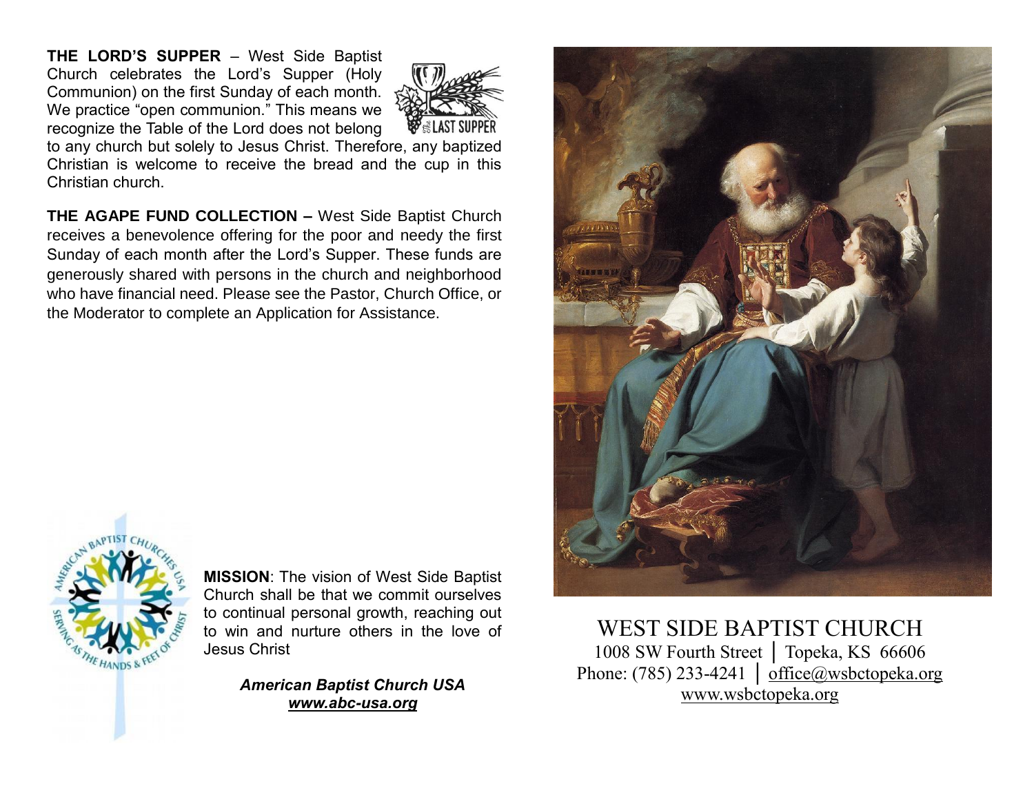**THE LORD'S SUPPER** – West Side Baptist Church celebrates the Lord's Supper (Holy Communion) on the first Sunday of each month. We practice "open communion." This means we recognize the Table of the Lord does not belong to any church but solely to Jesus Christ. Therefore, any baptized Christian is welcome to receive the bread and the cup in this Christian church.

**THE AGAPE FUND COLLECTION –** West Side Baptist Church receives a benevolence offering for the poor and needy the first Sunday of each month after the Lord's Supper. These funds are generously shared with persons in the church and neighborhood who have financial need. Please see the Pastor, Church Office, or the Moderator to complete an Application for Assistance.

**MISSION**: The vision of West Side Baptist Church shall be that we commit ourselves to continual personal growth, reaching out to win and nurture others in the love of Jesus Christ

***American Baptist Church USA***
***www.abc-usa.org***

# WEST SIDE BAPTIST CHURCH

1008 SW Fourth Street | Topeka, KS 66606
Phone: (785) 233-4241 | office@wsbctopeka.org
www.wsbctopeka.org